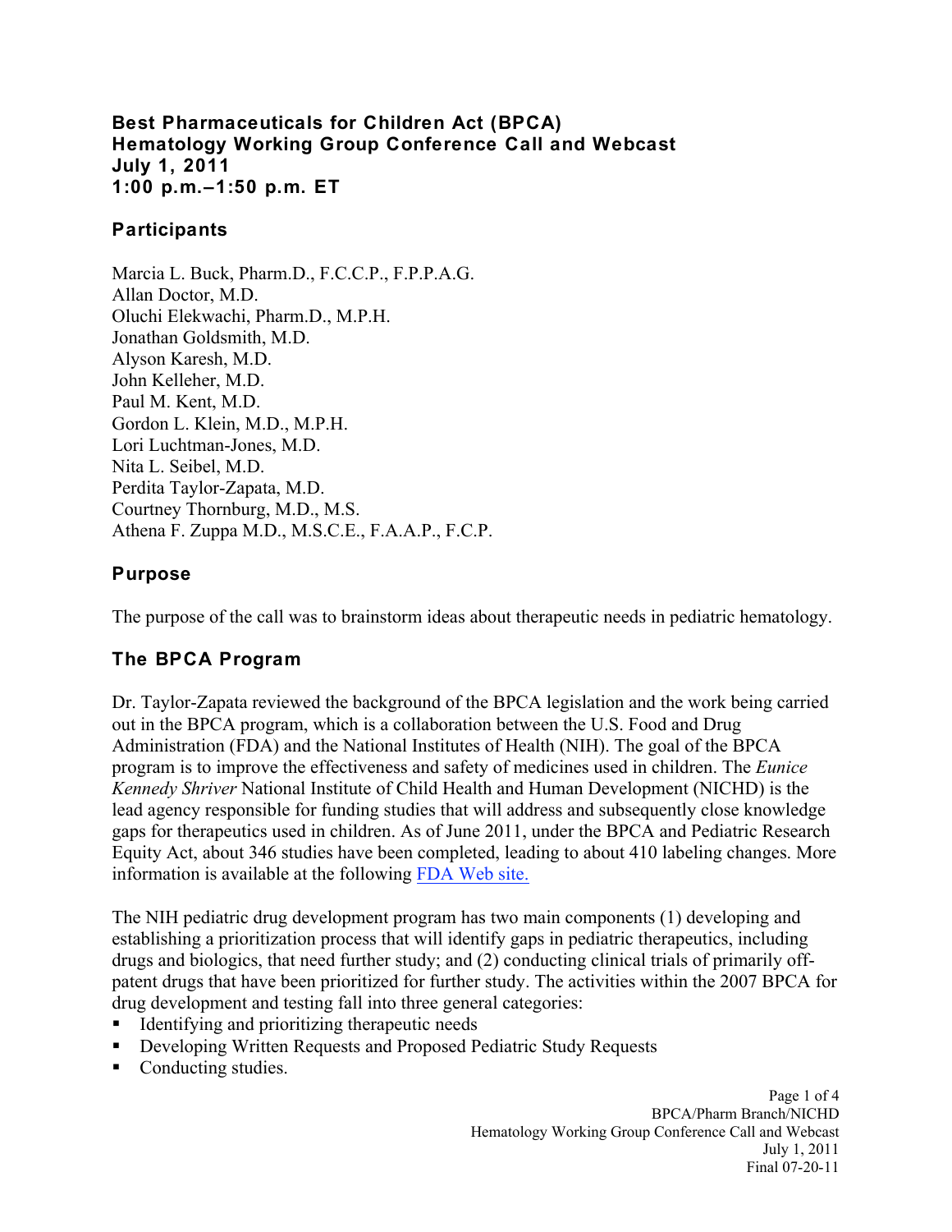# Best Pharmaceuticals for Children Act (BPCA) Hematology Working Group Conference Call and Webcast July 1, 2011 1:00 p.m.–1:50 p.m. ET

## Participants

Marcia L. Buck, Pharm.D., F.C.C.P., F.P.P.A.G.
Allan Doctor, M.D.
Oluchi Elekwachi, Pharm.D., M.P.H.
Jonathan Goldsmith, M.D.
Alyson Karesh, M.D.
John Kelleher, M.D.
Paul M. Kent, M.D.
Gordon L. Klein, M.D., M.P.H.
Lori Luchtman-Jones, M.D.
Nita L. Seibel, M.D.
Perdita Taylor-Zapata, M.D.
Courtney Thornburg, M.D., M.S.
Athena F. Zuppa M.D., M.S.C.E., F.A.A.P., F.C.P.

## Purpose

The purpose of the call was to brainstorm ideas about therapeutic needs in pediatric hematology.

## The BPCA Program

Dr. Taylor-Zapata reviewed the background of the BPCA legislation and the work being carried out in the BPCA program, which is a collaboration between the U.S. Food and Drug Administration (FDA) and the National Institutes of Health (NIH). The goal of the BPCA program is to improve the effectiveness and safety of medicines used in children. The *Eunice Kennedy Shriver* National Institute of Child Health and Human Development (NICHD) is the lead agency responsible for funding studies that will address and subsequently close knowledge gaps for therapeutics used in children. As of June 2011, under the BPCA and Pediatric Research Equity Act, about 346 studies have been completed, leading to about 410 labeling changes. More information is available at the following FDA Web site.

The NIH pediatric drug development program has two main components (1) developing and establishing a prioritization process that will identify gaps in pediatric therapeutics, including drugs and biologics, that need further study; and (2) conducting clinical trials of primarily off-patent drugs that have been prioritized for further study. The activities within the 2007 BPCA for drug development and testing fall into three general categories:

- Identifying and prioritizing therapeutic needs
- Developing Written Requests and Proposed Pediatric Study Requests
- Conducting studies.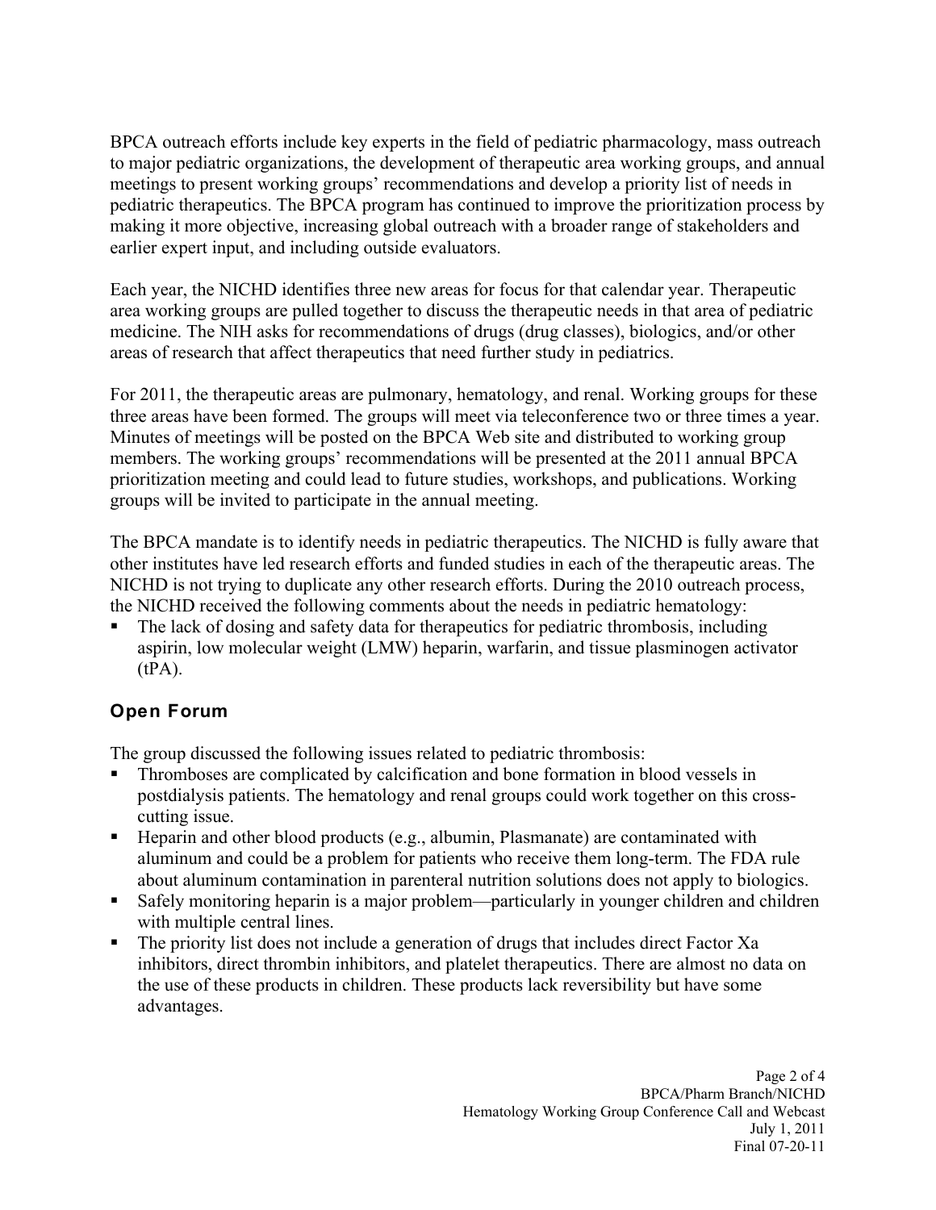BPCA outreach efforts include key experts in the field of pediatric pharmacology, mass outreach to major pediatric organizations, the development of therapeutic area working groups, and annual meetings to present working groups' recommendations and develop a priority list of needs in pediatric therapeutics. The BPCA program has continued to improve the prioritization process by making it more objective, increasing global outreach with a broader range of stakeholders and earlier expert input, and including outside evaluators.

Each year, the NICHD identifies three new areas for focus for that calendar year. Therapeutic area working groups are pulled together to discuss the therapeutic needs in that area of pediatric medicine. The NIH asks for recommendations of drugs (drug classes), biologics, and/or other areas of research that affect therapeutics that need further study in pediatrics.

For 2011, the therapeutic areas are pulmonary, hematology, and renal. Working groups for these three areas have been formed. The groups will meet via teleconference two or three times a year. Minutes of meetings will be posted on the BPCA Web site and distributed to working group members. The working groups' recommendations will be presented at the 2011 annual BPCA prioritization meeting and could lead to future studies, workshops, and publications. Working groups will be invited to participate in the annual meeting.

The BPCA mandate is to identify needs in pediatric therapeutics. The NICHD is fully aware that other institutes have led research efforts and funded studies in each of the therapeutic areas. The NICHD is not trying to duplicate any other research efforts. During the 2010 outreach process, the NICHD received the following comments about the needs in pediatric hematology:

- The lack of dosing and safety data for therapeutics for pediatric thrombosis, including aspirin, low molecular weight (LMW) heparin, warfarin, and tissue plasminogen activator (tPA).

## Open Forum

The group discussed the following issues related to pediatric thrombosis:

- Thromboses are complicated by calcification and bone formation in blood vessels in postdialysis patients. The hematology and renal groups could work together on this cross-cutting issue.
- Heparin and other blood products (e.g., albumin, Plasmanate) are contaminated with aluminum and could be a problem for patients who receive them long-term. The FDA rule about aluminum contamination in parenteral nutrition solutions does not apply to biologics.
- Safely monitoring heparin is a major problem—particularly in younger children and children with multiple central lines.
- The priority list does not include a generation of drugs that includes direct Factor Xa inhibitors, direct thrombin inhibitors, and platelet therapeutics. There are almost no data on the use of these products in children. These products lack reversibility but have some advantages.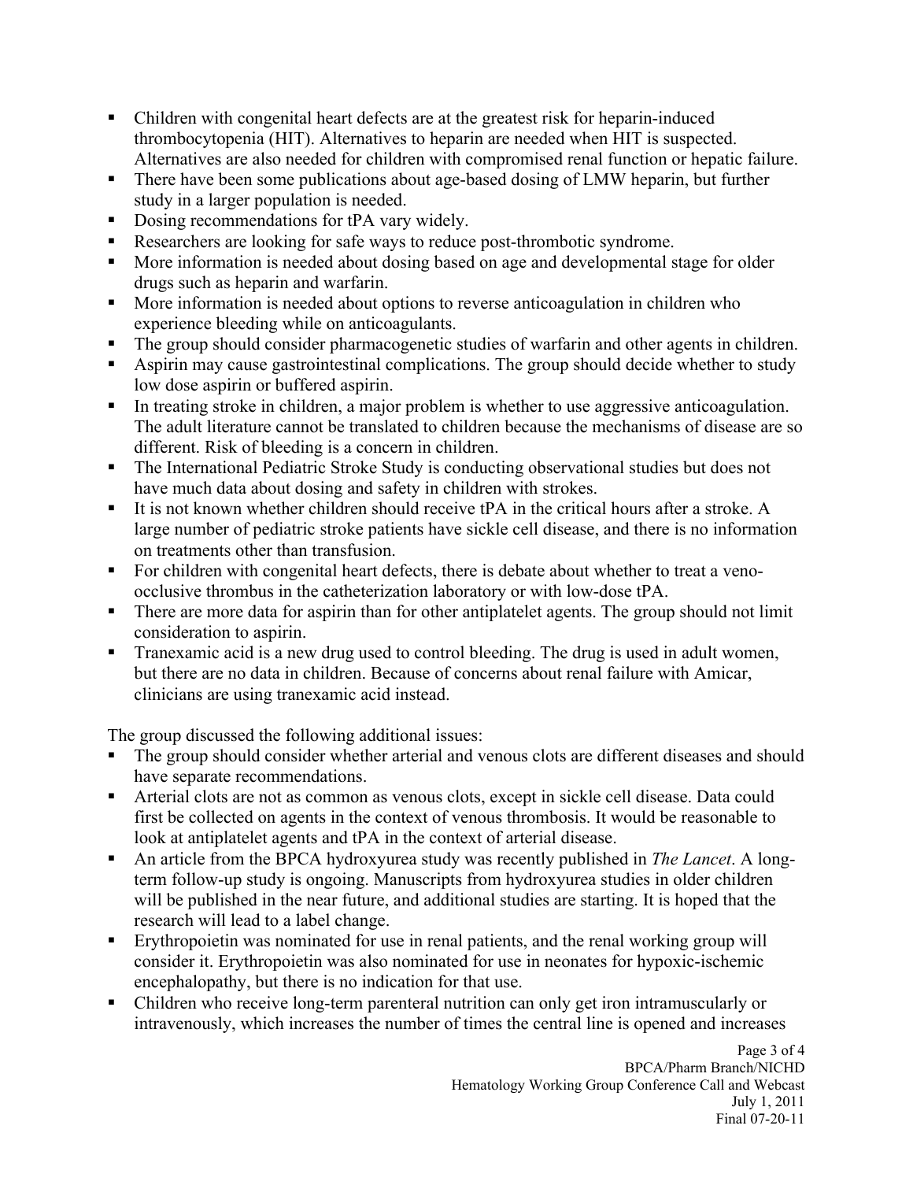- Children with congenital heart defects are at the greatest risk for heparin-induced thrombocytopenia (HIT). Alternatives to heparin are needed when HIT is suspected. Alternatives are also needed for children with compromised renal function or hepatic failure.
- There have been some publications about age-based dosing of LMW heparin, but further study in a larger population is needed.
- Dosing recommendations for tPA vary widely.
- Researchers are looking for safe ways to reduce post-thrombotic syndrome.
- More information is needed about dosing based on age and developmental stage for older drugs such as heparin and warfarin.
- More information is needed about options to reverse anticoagulation in children who experience bleeding while on anticoagulants.
- The group should consider pharmacogenetic studies of warfarin and other agents in children.
- Aspirin may cause gastrointestinal complications. The group should decide whether to study low dose aspirin or buffered aspirin.
- In treating stroke in children, a major problem is whether to use aggressive anticoagulation. The adult literature cannot be translated to children because the mechanisms of disease are so different. Risk of bleeding is a concern in children.
- The International Pediatric Stroke Study is conducting observational studies but does not have much data about dosing and safety in children with strokes.
- It is not known whether children should receive tPA in the critical hours after a stroke. A large number of pediatric stroke patients have sickle cell disease, and there is no information on treatments other than transfusion.
- For children with congenital heart defects, there is debate about whether to treat a veno-occlusive thrombus in the catheterization laboratory or with low-dose tPA.
- There are more data for aspirin than for other antiplatelet agents. The group should not limit consideration to aspirin.
- Tranexamic acid is a new drug used to control bleeding. The drug is used in adult women, but there are no data in children. Because of concerns about renal failure with Amicar, clinicians are using tranexamic acid instead.

The group discussed the following additional issues:

- The group should consider whether arterial and venous clots are different diseases and should have separate recommendations.
- Arterial clots are not as common as venous clots, except in sickle cell disease. Data could first be collected on agents in the context of venous thrombosis. It would be reasonable to look at antiplatelet agents and tPA in the context of arterial disease.
- An article from the BPCA hydroxyurea study was recently published in *The Lancet*. A long-term follow-up study is ongoing. Manuscripts from hydroxyurea studies in older children will be published in the near future, and additional studies are starting. It is hoped that the research will lead to a label change.
- Erythropoietin was nominated for use in renal patients, and the renal working group will consider it. Erythropoietin was also nominated for use in neonates for hypoxic-ischemic encephalopathy, but there is no indication for that use.
- Children who receive long-term parenteral nutrition can only get iron intramuscularly or intravenously, which increases the number of times the central line is opened and increases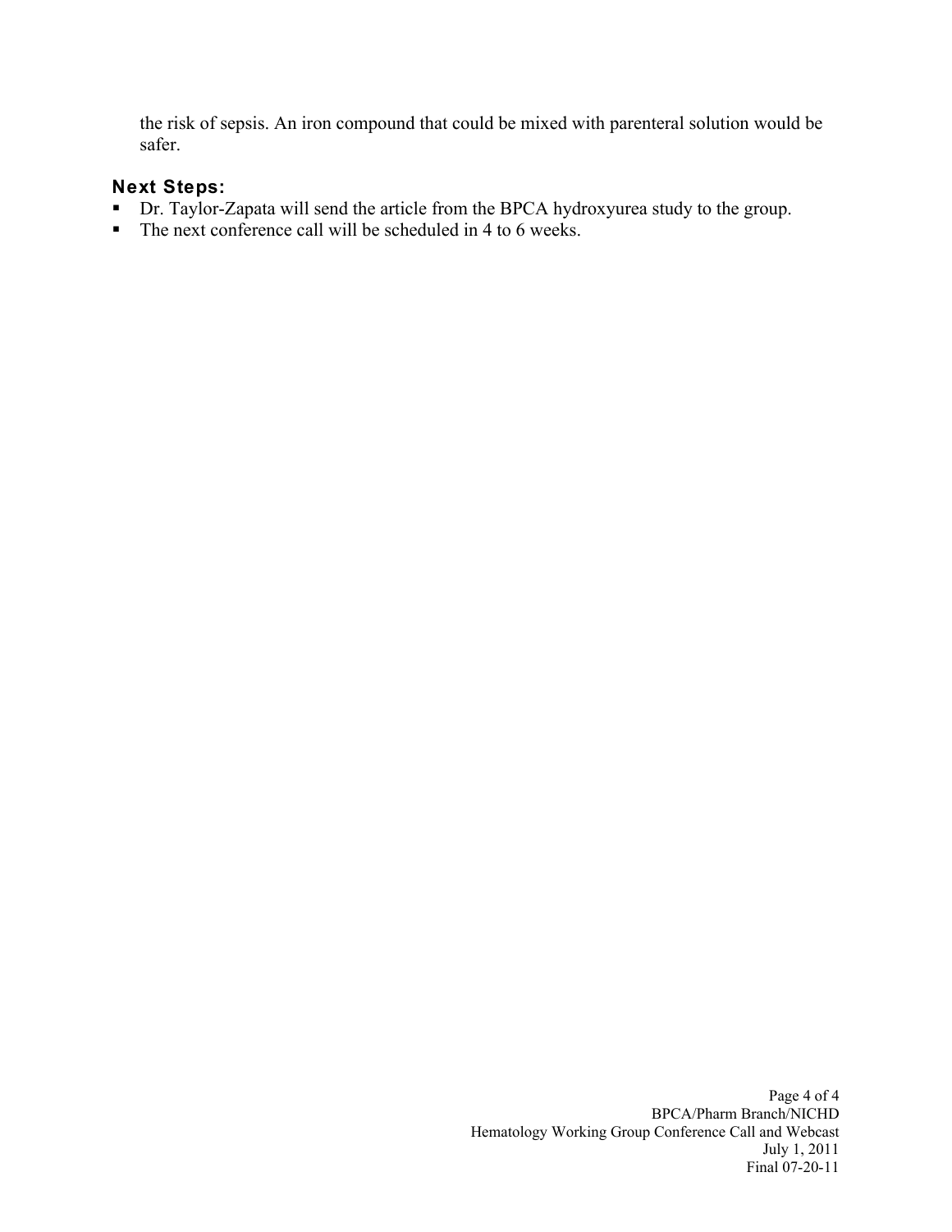the risk of sepsis. An iron compound that could be mixed with parenteral solution would be safer.

### Next Steps:

- Dr. Taylor-Zapata will send the article from the BPCA hydroxyurea study to the group.
- The next conference call will be scheduled in 4 to 6 weeks.